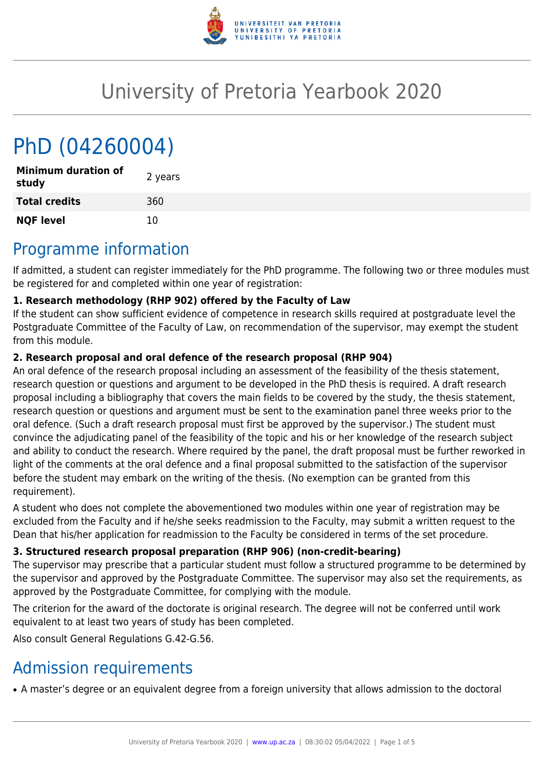# University of Pretoria Yearbook 2020

# PhD (04260004)

| | |
|---|---|
| **Minimum duration of study** | 2 years |
| **Total credits** | 360 |
| **NQF level** | 10 |

## Programme information

If admitted, a student can register immediately for the PhD programme. The following two or three modules must be registered for and completed within one year of registration:

**1. Research methodology (RHP 902) offered by the Faculty of Law**

If the student can show sufficient evidence of competence in research skills required at postgraduate level the Postgraduate Committee of the Faculty of Law, on recommendation of the supervisor, may exempt the student from this module.

**2. Research proposal and oral defence of the research proposal (RHP 904)**

An oral defence of the research proposal including an assessment of the feasibility of the thesis statement, research question or questions and argument to be developed in the PhD thesis is required. A draft research proposal including a bibliography that covers the main fields to be covered by the study, the thesis statement, research question or questions and argument must be sent to the examination panel three weeks prior to the oral defence. (Such a draft research proposal must first be approved by the supervisor.) The student must convince the adjudicating panel of the feasibility of the topic and his or her knowledge of the research subject and ability to conduct the research. Where required by the panel, the draft proposal must be further reworked in light of the comments at the oral defence and a final proposal submitted to the satisfaction of the supervisor before the student may embark on the writing of the thesis. (No exemption can be granted from this requirement).

A student who does not complete the abovementioned two modules within one year of registration may be excluded from the Faculty and if he/she seeks readmission to the Faculty, may submit a written request to the Dean that his/her application for readmission to the Faculty be considered in terms of the set procedure.

**3. Structured research proposal preparation (RHP 906) (non-credit-bearing)**

The supervisor may prescribe that a particular student must follow a structured programme to be determined by the supervisor and approved by the Postgraduate Committee. The supervisor may also set the requirements, as approved by the Postgraduate Committee, for complying with the module.

The criterion for the award of the doctorate is original research. The degree will not be conferred until work equivalent to at least two years of study has been completed.

Also consult General Regulations G.42-G.56.

## Admission requirements

- A master's degree or an equivalent degree from a foreign university that allows admission to the doctoral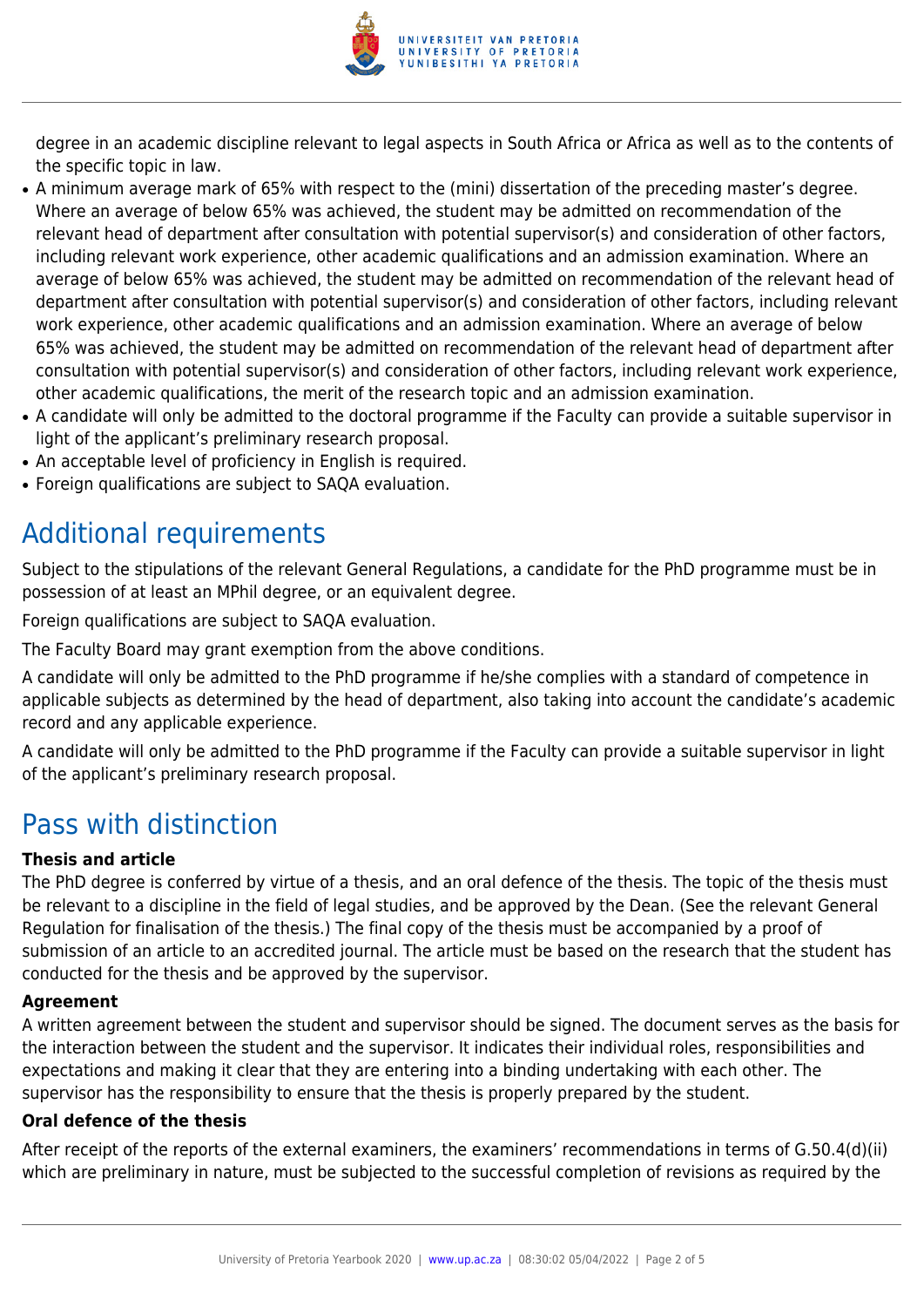degree in an academic discipline relevant to legal aspects in South Africa or Africa as well as to the contents of the specific topic in law.

- A minimum average mark of 65% with respect to the (mini) dissertation of the preceding master's degree. Where an average of below 65% was achieved, the student may be admitted on recommendation of the relevant head of department after consultation with potential supervisor(s) and consideration of other factors, including relevant work experience, other academic qualifications and an admission examination. Where an average of below 65% was achieved, the student may be admitted on recommendation of the relevant head of department after consultation with potential supervisor(s) and consideration of other factors, including relevant work experience, other academic qualifications and an admission examination. Where an average of below 65% was achieved, the student may be admitted on recommendation of the relevant head of department after consultation with potential supervisor(s) and consideration of other factors, including relevant work experience, other academic qualifications, the merit of the research topic and an admission examination.
- A candidate will only be admitted to the doctoral programme if the Faculty can provide a suitable supervisor in light of the applicant's preliminary research proposal.
- An acceptable level of proficiency in English is required.
- Foreign qualifications are subject to SAQA evaluation.

## Additional requirements

Subject to the stipulations of the relevant General Regulations, a candidate for the PhD programme must be in possession of at least an MPhil degree, or an equivalent degree.

Foreign qualifications are subject to SAQA evaluation.

The Faculty Board may grant exemption from the above conditions.

A candidate will only be admitted to the PhD programme if he/she complies with a standard of competence in applicable subjects as determined by the head of department, also taking into account the candidate's academic record and any applicable experience.

A candidate will only be admitted to the PhD programme if the Faculty can provide a suitable supervisor in light of the applicant's preliminary research proposal.

## Pass with distinction

### Thesis and article

The PhD degree is conferred by virtue of a thesis, and an oral defence of the thesis. The topic of the thesis must be relevant to a discipline in the field of legal studies, and be approved by the Dean. (See the relevant General Regulation for finalisation of the thesis.) The final copy of the thesis must be accompanied by a proof of submission of an article to an accredited journal. The article must be based on the research that the student has conducted for the thesis and be approved by the supervisor.

### Agreement

A written agreement between the student and supervisor should be signed. The document serves as the basis for the interaction between the student and the supervisor. It indicates their individual roles, responsibilities and expectations and making it clear that they are entering into a binding undertaking with each other. The supervisor has the responsibility to ensure that the thesis is properly prepared by the student.

### Oral defence of the thesis

After receipt of the reports of the external examiners, the examiners' recommendations in terms of G.50.4(d)(ii) which are preliminary in nature, must be subjected to the successful completion of revisions as required by the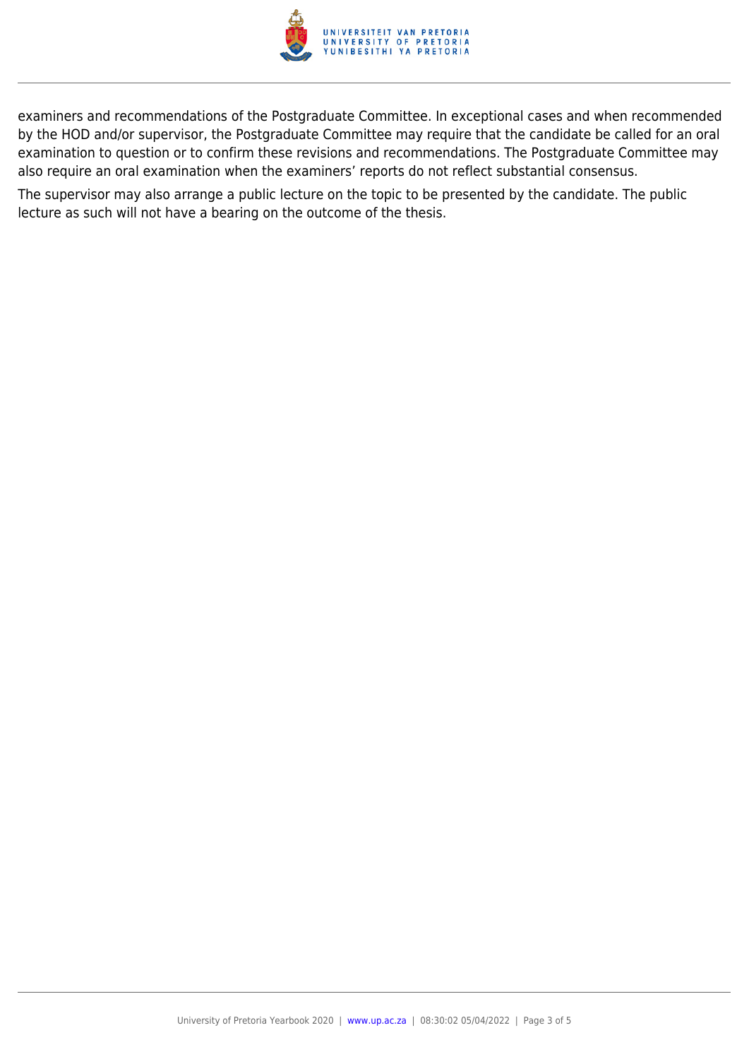examiners and recommendations of the Postgraduate Committee. In exceptional cases and when recommended by the HOD and/or supervisor, the Postgraduate Committee may require that the candidate be called for an oral examination to question or to confirm these revisions and recommendations. The Postgraduate Committee may also require an oral examination when the examiners' reports do not reflect substantial consensus.

The supervisor may also arrange a public lecture on the topic to be presented by the candidate. The public lecture as such will not have a bearing on the outcome of the thesis.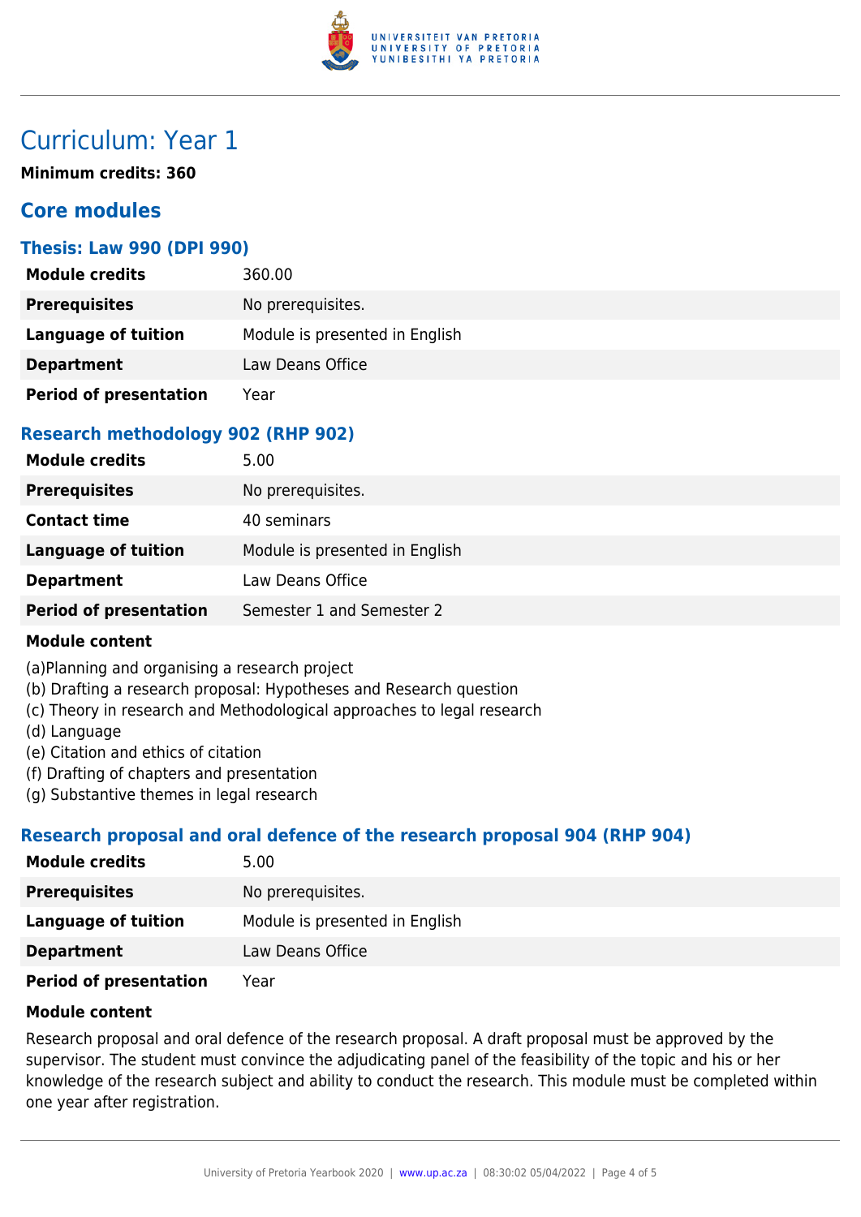# Curriculum: Year 1

**Minimum credits: 360**

## Core modules

### Thesis: Law 990 (DPI 990)

| | |
|---|---|
| **Module credits** | 360.00 |
| **Prerequisites** | No prerequisites. |
| **Language of tuition** | Module is presented in English |
| **Department** | Law Deans Office |
| **Period of presentation** | Year |

### Research methodology 902 (RHP 902)

| | |
|---|---|
| **Module credits** | 5.00 |
| **Prerequisites** | No prerequisites. |
| **Contact time** | 40 seminars |
| **Language of tuition** | Module is presented in English |
| **Department** | Law Deans Office |
| **Period of presentation** | Semester 1 and Semester 2 |

**Module content**

(a)Planning and organising a research project
(b) Drafting a research proposal: Hypotheses and Research question
(c) Theory in research and Methodological approaches to legal research
(d) Language
(e) Citation and ethics of citation
(f) Drafting of chapters and presentation
(g) Substantive themes in legal research

### Research proposal and oral defence of the research proposal 904 (RHP 904)

| | |
|---|---|
| **Module credits** | 5.00 |
| **Prerequisites** | No prerequisites. |
| **Language of tuition** | Module is presented in English |
| **Department** | Law Deans Office |
| **Period of presentation** | Year |

**Module content**

Research proposal and oral defence of the research proposal. A draft proposal must be approved by the supervisor. The student must convince the adjudicating panel of the feasibility of the topic and his or her knowledge of the research subject and ability to conduct the research. This module must be completed within one year after registration.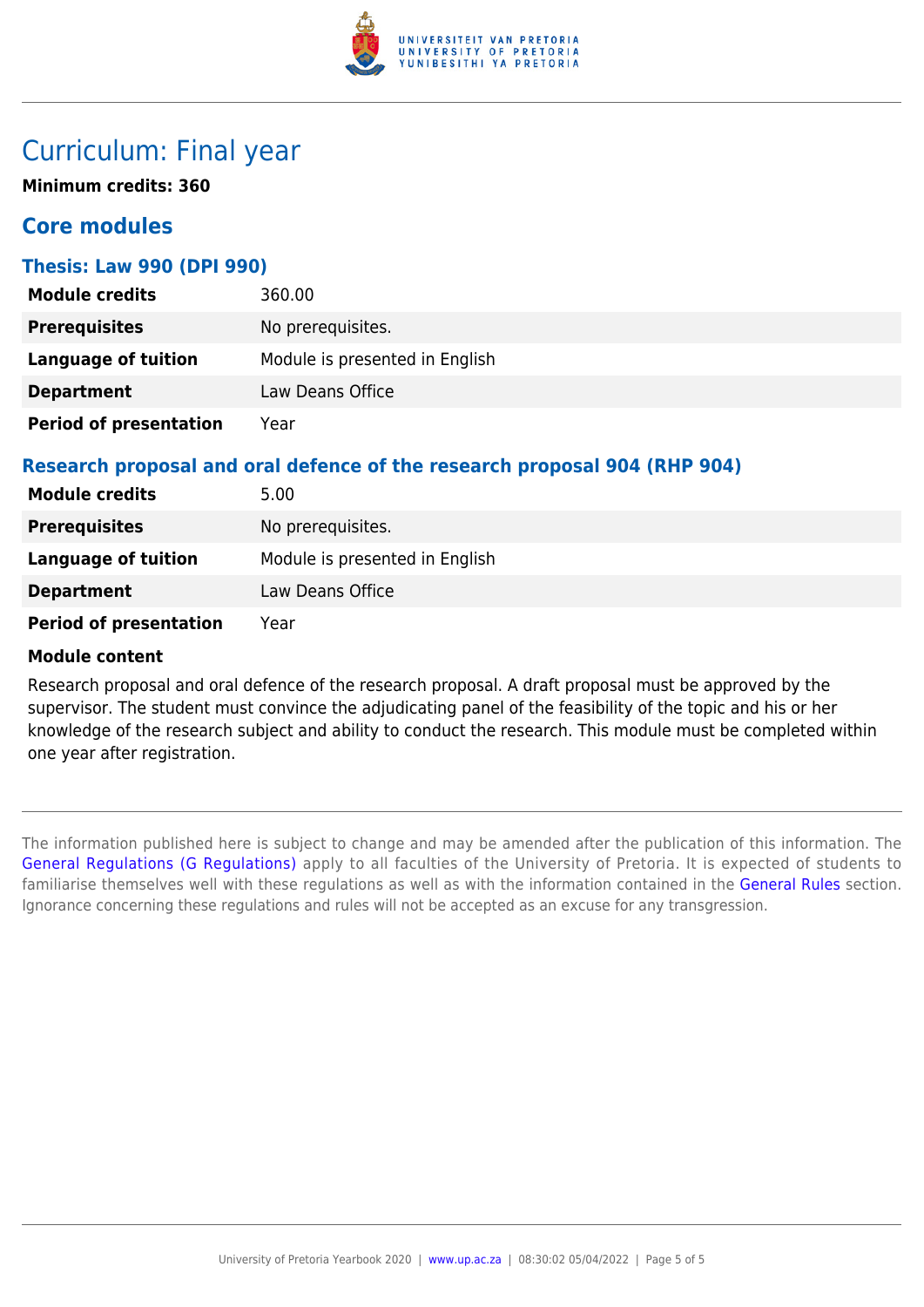# Curriculum: Final year

**Minimum credits: 360**

## Core modules

### Thesis: Law 990 (DPI 990)

| | |
|---|---|
| **Module credits** | 360.00 |
| **Prerequisites** | No prerequisites. |
| **Language of tuition** | Module is presented in English |
| **Department** | Law Deans Office |
| **Period of presentation** | Year |

### Research proposal and oral defence of the research proposal 904 (RHP 904)

| | |
|---|---|
| **Module credits** | 5.00 |
| **Prerequisites** | No prerequisites. |
| **Language of tuition** | Module is presented in English |
| **Department** | Law Deans Office |
| **Period of presentation** | Year |

**Module content**

Research proposal and oral defence of the research proposal. A draft proposal must be approved by the supervisor. The student must convince the adjudicating panel of the feasibility of the topic and his or her knowledge of the research subject and ability to conduct the research. This module must be completed within one year after registration.

---

The information published here is subject to change and may be amended after the publication of this information. The General Regulations (G Regulations) apply to all faculties of the University of Pretoria. It is expected of students to familiarise themselves well with these regulations as well as with the information contained in the General Rules section. Ignorance concerning these regulations and rules will not be accepted as an excuse for any transgression.